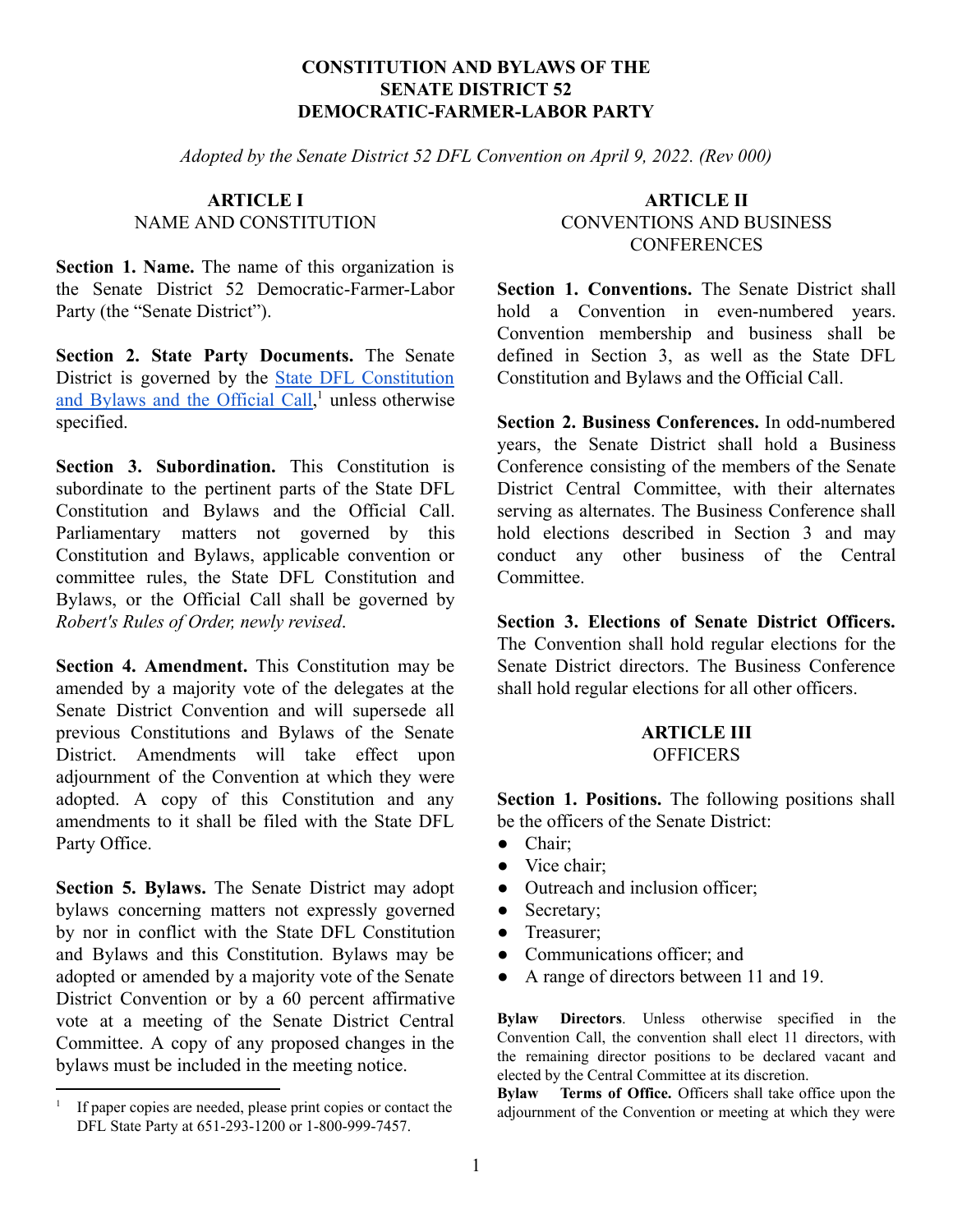# CONSTITUTION AND BYLAWS OF THE SENATE DISTRICT 52 DEMOCRATIC-FARMER-LABOR PARTY

*Adopted by the Senate District 52 DFL Convention on April 9, 2022. (Rev 000)*

## ARTICLE I
## NAME AND CONSTITUTION

**Section 1. Name.** The name of this organization is the Senate District 52 Democratic-Farmer-Labor Party (the "Senate District").

**Section 2. State Party Documents.** The Senate District is governed by the State DFL Constitution and Bylaws and the Official Call,[1] unless otherwise specified.

**Section 3. Subordination.** This Constitution is subordinate to the pertinent parts of the State DFL Constitution and Bylaws and the Official Call. Parliamentary matters not governed by this Constitution and Bylaws, applicable convention or committee rules, the State DFL Constitution and Bylaws, or the Official Call shall be governed by *Robert's Rules of Order, newly revised*.

**Section 4. Amendment.** This Constitution may be amended by a majority vote of the delegates at the Senate District Convention and will supersede all previous Constitutions and Bylaws of the Senate District. Amendments will take effect upon adjournment of the Convention at which they were adopted. A copy of this Constitution and any amendments to it shall be filed with the State DFL Party Office.

**Section 5. Bylaws.** The Senate District may adopt bylaws concerning matters not expressly governed by nor in conflict with the State DFL Constitution and Bylaws and this Constitution. Bylaws may be adopted or amended by a majority vote of the Senate District Convention or by a 60 percent affirmative vote at a meeting of the Senate District Central Committee. A copy of any proposed changes in the bylaws must be included in the meeting notice.

[1] If paper copies are needed, please print copies or contact the DFL State Party at 651-293-1200 or 1-800-999-7457.

## ARTICLE II
## CONVENTIONS AND BUSINESS CONFERENCES

**Section 1. Conventions.** The Senate District shall hold a Convention in even-numbered years. Convention membership and business shall be defined in Section 3, as well as the State DFL Constitution and Bylaws and the Official Call.

**Section 2. Business Conferences.** In odd-numbered years, the Senate District shall hold a Business Conference consisting of the members of the Senate District Central Committee, with their alternates serving as alternates. The Business Conference shall hold elections described in Section 3 and may conduct any other business of the Central Committee.

**Section 3. Elections of Senate District Officers.** The Convention shall hold regular elections for the Senate District directors. The Business Conference shall hold regular elections for all other officers.

## ARTICLE III
## OFFICERS

**Section 1. Positions.** The following positions shall be the officers of the Senate District:

- Chair;
- Vice chair;
- Outreach and inclusion officer;
- Secretary;
- Treasurer;
- Communications officer; and
- A range of directors between 11 and 19.

**Bylaw Directors**. Unless otherwise specified in the Convention Call, the convention shall elect 11 directors, with the remaining director positions to be declared vacant and elected by the Central Committee at its discretion.

**Bylaw Terms of Office.** Officers shall take office upon the adjournment of the Convention or meeting at which they were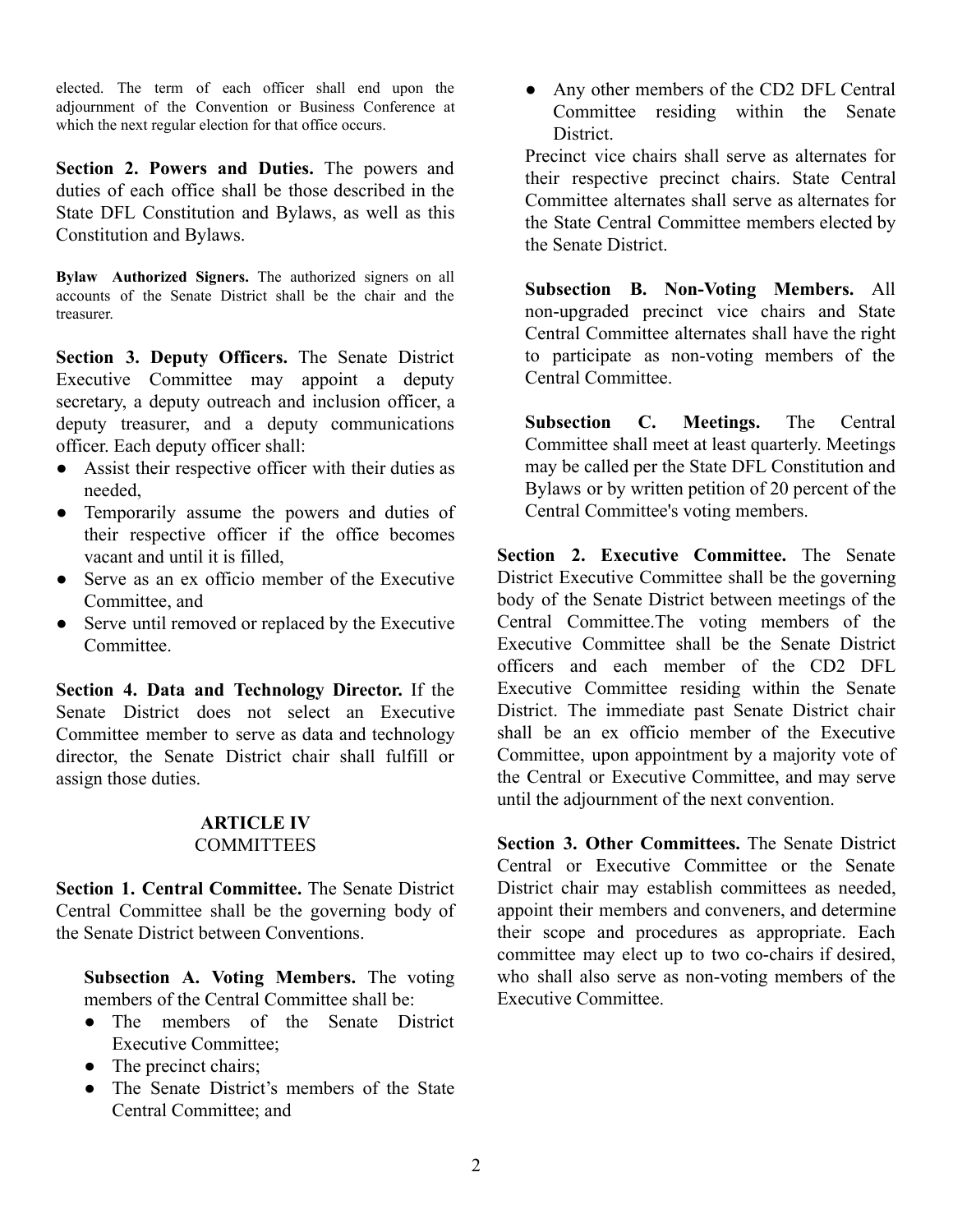elected. The term of each officer shall end upon the adjournment of the Convention or Business Conference at which the next regular election for that office occurs.

**Section 2. Powers and Duties.** The powers and duties of each office shall be those described in the State DFL Constitution and Bylaws, as well as this Constitution and Bylaws.

**Bylaw Authorized Signers.** The authorized signers on all accounts of the Senate District shall be the chair and the treasurer.

**Section 3. Deputy Officers.** The Senate District Executive Committee may appoint a deputy secretary, a deputy outreach and inclusion officer, a deputy treasurer, and a deputy communications officer. Each deputy officer shall:

- Assist their respective officer with their duties as needed,
- Temporarily assume the powers and duties of their respective officer if the office becomes vacant and until it is filled,
- Serve as an ex officio member of the Executive Committee, and
- Serve until removed or replaced by the Executive Committee.

**Section 4. Data and Technology Director.** If the Senate District does not select an Executive Committee member to serve as data and technology director, the Senate District chair shall fulfill or assign those duties.

## ARTICLE IV
## COMMITTEES

**Section 1. Central Committee.** The Senate District Central Committee shall be the governing body of the Senate District between Conventions.

**Subsection A. Voting Members.** The voting members of the Central Committee shall be:

- The members of the Senate District Executive Committee;
- The precinct chairs;
- The Senate District's members of the State Central Committee; and
- Any other members of the CD2 DFL Central Committee residing within the Senate District.

Precinct vice chairs shall serve as alternates for their respective precinct chairs. State Central Committee alternates shall serve as alternates for the State Central Committee members elected by the Senate District.

**Subsection B. Non-Voting Members.** All non-upgraded precinct vice chairs and State Central Committee alternates shall have the right to participate as non-voting members of the Central Committee.

**Subsection C. Meetings.** The Central Committee shall meet at least quarterly. Meetings may be called per the State DFL Constitution and Bylaws or by written petition of 20 percent of the Central Committee's voting members.

**Section 2. Executive Committee.** The Senate District Executive Committee shall be the governing body of the Senate District between meetings of the Central Committee.The voting members of the Executive Committee shall be the Senate District officers and each member of the CD2 DFL Executive Committee residing within the Senate District. The immediate past Senate District chair shall be an ex officio member of the Executive Committee, upon appointment by a majority vote of the Central or Executive Committee, and may serve until the adjournment of the next convention.

**Section 3. Other Committees.** The Senate District Central or Executive Committee or the Senate District chair may establish committees as needed, appoint their members and conveners, and determine their scope and procedures as appropriate. Each committee may elect up to two co-chairs if desired, who shall also serve as non-voting members of the Executive Committee.